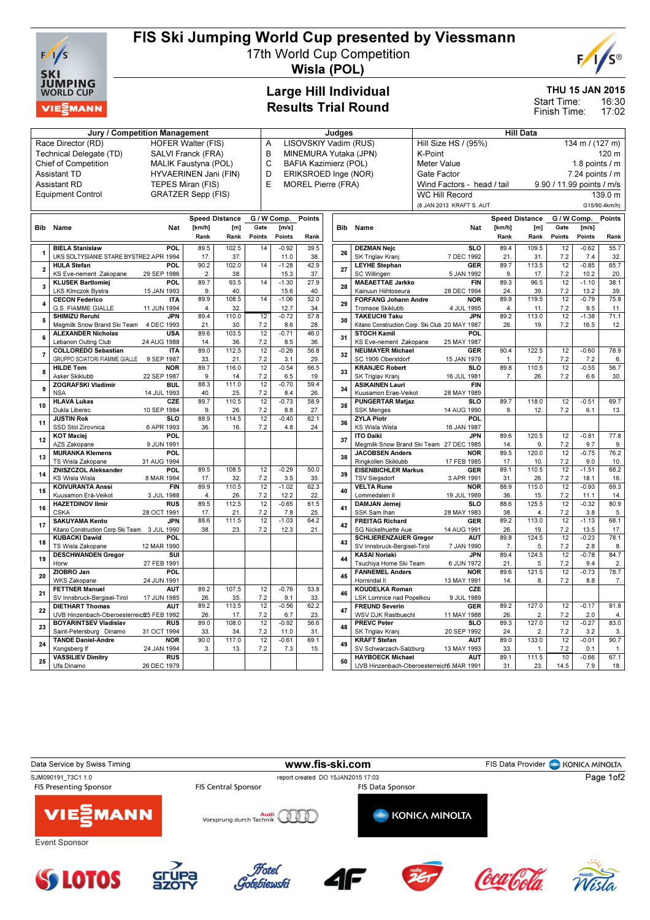# FIS Ski Jumping World Cup presented by Viessmann

17th World Cup Competition

**Wisla (POL)**

## Large Hill Individual
## Results Trial Round

THU 15 JAN 2015

Start Time: 16:30

Finish Time: 17:02

| Jury / Competition Management | | Judges | | Hill Data | |
|---|---|---|---|---|---|
| Race Director (RD) | HOFER Walter (FIS) | A | LISOVSKIY Vadim (RUS) | Hill Size HS / (95%) | 134 m / (127 m) |
| Technical Delegate (TD) | SALVI Franck (FRA) | B | MINEMURA Yutaka (JPN) | K-Point | 120 m |
| Chief of Competition | MALIK Faustyna (POL) | C | BAFIA Kazimierz (POL) | Meter Value | 1.8 points / m |
| Assistant TD | HYVAERINEN Jani (FIN) | D | ERIKSROED Inge (NOR) | Gate Factor | 7.24 points / m |
| Assistant RD | TEPES Miran (FIS) | E | MOREL Pierre (FRA) | Wind Factors - head / tail | 9.90 / 11.99 points / m/s |
| Equipment Control | GRATZER Sepp (FIS) | | | WC Hill Record | 139.0 m |
| | | | | (8 JAN 2013 KRAFT S. AUT | G15/90.4km/h) |

| Bib | Name / Club | Nat / Date of birth | Speed [km/h] | Speed Rank | Distance [m] | Distance Rank | Gate | Gate Points | Wind [m/s] | Wind Points | Points | Rank |
|---|---|---|---|---|---|---|---|---|---|---|---|---|
| 1 | BIELA Stanislaw / UKS SOLTYSIANIE STARE BYSTRE | POL / 2 APR 1994 | 89.5 | 17. | 102.5 | 37. | 14 | | -0.92 | 11.0 | 39.5 | 38. |
| 2 | HULA Stefan / KS Eve-nement Zakopane | POL / 29 SEP 1986 | 90.2 | 2. | 102.0 | 38. | 14 | | -1.28 | 15.3 | 42.9 | 37. |
| 3 | KLUSEK Bartlomiej / LKS Klmczok Bystra | POL / 15 JAN 1993 | 89.7 | 9. | 93.5 | 40. | 14 | | -1.30 | 15.6 | 27.9 | 40. |
| 4 | CECON Federico / G.S. FIAMME GIALLE | ITA / 11 JUN 1994 | 89.9 | 4. | 108.5 | 32. | 14 | | -1.06 | 12.7 | 52.0 | 34. |
| 5 | SHIMIZU Reruhi / Megmilk Snow Brand Ski Team | JPN / 4 DEC 1993 | 89.4 | 21. | 110.0 | 30. | 12 | 7.2 | -0.72 | 8.6 | 57.8 | 28. |
| 6 | ALEXANDER Nicholas / Lebanon Outing Club | USA / 24 AUG 1988 | 89.6 | 14. | 103.5 | 36. | 12 | 7.2 | -0.71 | 8.5 | 46.0 | 36. |
| 7 | COLLOREDO Sebastian / GRUPPO SCIATORI FIAMME GIALLE | ITA / 9 SEP 1987 | 89.0 | 33. | 112.5 | 21. | 12 | 7.2 | -0.26 | 3.1 | 56.8 | 29. |
| 8 | HILDE Tom / Asker Skiklubb | NOR / 22 SEP 1987 | 89.7 | 9. | 116.0 | 14. | 12 | 7.2 | -0.54 | 6.5 | 66.5 | 19. |
| 9 | ZOGRAFSKI Vladimir / NSA | BUL / 14 JUL 1993 | 88.3 | 40. | 111.0 | 25. | 12 | 7.2 | -0.70 | 8.4 | 59.4 | 26. |
| 10 | HLAVA Lukas / Dukla Liberec | CZE / 10 SEP 1984 | 89.7 | 9. | 110.5 | 26. | 12 | 7.2 | -0.73 | 8.8 | 58.9 | 27. |
| 11 | JUSTIN Rok / SSD Stol Zirovnica | SLO / 6 APR 1993 | 88.9 | 36. | 114.5 | 16. | 12 | 7.2 | -0.40 | 4.8 | 62.1 | 24. |
| 12 | KOT Maciej / AZS Zakopane | POL / 9 JUN 1991 | | | | | | | | | | |
| 13 | MURANKA Klemens / TS Wisla Zakopane | POL / 31 AUG 1994 | | | | | | | | | | |
| 14 | ZNISZCZOL Aleksander / KS Wisla Wisla | POL / 8 MAR 1994 | 89.5 | 17. | 108.5 | 32. | 12 | 7.2 | -0.29 | 3.5 | 50.0 | 35. |
| 15 | KOIVURANTA Anssi / Kuusamon Erä-Veikot | FIN / 3 JUL 1988 | 89.9 | 4. | 110.5 | 26. | 12 | 7.2 | -1.02 | 12.2 | 62.3 | 22. |
| 16 | HAZETDINOV Ilmir / CSKA | RUS / 28 OCT 1991 | 89.5 | 17. | 112.5 | 21. | 12 | 7.2 | -0.65 | 7.8 | 61.5 | 25. |
| 17 | SAKUYAMA Kento / Kitano Construction Corp.Ski Team | JPN / 3 JUL 1990 | 88.6 | 38. | 111.5 | 23. | 12 | 7.2 | -1.03 | 12.3 | 64.2 | 21. |
| 18 | KUBACKI Dawid / TS Wisla Zakopane | POL / 12 MAR 1990 | | | | | | | | | | |
| 19 | DESCHWANDEN Gregor / Horw | SUI / 27 FEB 1991 | | | | | | | | | | |
| 20 | ZIOBRO Jan / WKS Zakopane | POL / 24 JUN 1991 | | | | | | | | | | |
| 21 | FETTNER Manuel / SV Innsbruck-Bergisel-Tirol | AUT / 17 JUN 1985 | 89.2 | 26. | 107.5 | 35. | 12 | 7.2 | -0.76 | 9.1 | 53.8 | 33. |
| 22 | DIETHART Thomas / UVB Hinzenbach-Oberoesterreich | AUT / 25 FEB 1992 | 89.2 | 26. | 113.5 | 17. | 12 | 7.2 | -0.56 | 6.7 | 62.2 | 23. |
| 23 | BOYARINTSEV Vladislav / Saint-Petersburg Dinamo | RUS / 31 OCT 1994 | 89.0 | 33. | 108.0 | 34. | 12 | 7.2 | -0.92 | 11.0 | 56.6 | 31. |
| 24 | TANDE Daniel-Andre / Kongsberg If | NOR / 24 JAN 1994 | 90.0 | 3. | 117.0 | 13. | 12 | 7.2 | -0.61 | 7.3 | 69.1 | 15. |
| 25 | VASSILIEV Dimitry / Ufa Dinamo | RUS / 26 DEC 1979 | | | | | | | | | | |
| 26 | DEZMAN Nejc / SK Triglav Kranj | SLO / 7 DEC 1992 | 89.4 | 21. | 109.5 | 31. | 12 | 7.2 | -0.62 | 7.4 | 55.7 | 32. |
| 27 | LEYHE Stephan / SC Willingen | GER / 5 JAN 1992 | 89.7 | 9. | 113.5 | 17. | 12 | 7.2 | -0.85 | 10.2 | 65.7 | 20. |
| 28 | MAEAETTAE Jarkko / Kainuun Hiihtoseura | FIN / 28 DEC 1994 | 89.3 | 24. | 96.5 | 39. | 12 | 7.2 | -1.10 | 13.2 | 38.1 | 39. |
| 29 | FORFANG Johann Andre / Tromsoe Skiklubb | NOR / 4 JUL 1995 | 89.9 | 4. | 119.5 | 11. | 12 | 7.2 | -0.79 | 9.5 | 75.8 | 11. |
| 30 | TAKEUCHI Taku / Kitano Construction Corp. Ski Club | JPN / 20 MAY 1987 | 89.2 | 26. | 113.0 | 19. | 12 | 7.2 | -1.38 | 16.5 | 71.1 | 12. |
| 31 | STOCH Kamil / KS Eve-nement Zakopane | POL / 25 MAY 1987 | | | | | | | | | | |
| 32 | NEUMAYER Michael / SC 1906 Oberstdorf | GER / 15 JAN 1979 | 90.4 | 1. | 122.5 | 7. | 12 | 7.2 | -0.60 | 7.2 | 78.9 | 6. |
| 33 | KRANJEC Robert / SK Triglav Kranj | SLO / 16 JUL 1981 | 89.8 | 7. | 110.5 | 26. | 12 | 7.2 | -0.55 | 6.6 | 56.7 | 30. |
| 34 | ASIKAINEN Lauri / Kuusamon Erae-Veikot | FIN / 28 MAY 1989 | | | | | | | | | | |
| 35 | PUNGERTAR Matjaz / SSK Menges | SLO / 14 AUG 1990 | 89.7 | 9. | 118.0 | 12. | 12 | 7.2 | -0.51 | 6.1 | 69.7 | 13. |
| 36 | ZYLA Piotr / KS Wisla Wisla | POL / 16 JAN 1987 | | | | | | | | | | |
| 37 | ITO Daiki / Megmilk Snow Brand Ski Team | JPN / 27 DEC 1985 | 89.6 | 14. | 120.5 | 9. | 12 | 7.2 | -0.81 | 9.7 | 77.8 | 9. |
| 38 | JACOBSEN Anders / Ringkollen Skiklubb | NOR / 17 FEB 1985 | 89.5 | 17. | 120.0 | 10. | 12 | 7.2 | -0.75 | 9.0 | 76.2 | 10. |
| 39 | EISENBICHLER Markus / TSV Siegsdorf | GER / 3 APR 1991 | 89.1 | 31. | 110.5 | 26. | 12 | 7.2 | -1.51 | 18.1 | 68.2 | 16. |
| 40 | VELTA Rune / Lommedalen Il | NOR / 19 JUL 1989 | 88.9 | 36. | 115.0 | 15. | 12 | 7.2 | -0.93 | 11.1 | 69.3 | 14. |
| 41 | DAMJAN Jernej / SSK Sam Ihan | SLO / 28 MAY 1983 | 88.6 | 38. | 125.5 | 4. | 12 | 7.2 | -0.32 | 3.8 | 80.9 | 5. |
| 42 | FREITAG Richard / SG Nickelhuette Aue | GER / 14 AUG 1991 | 89.2 | 26. | 113.0 | 19. | 12 | 7.2 | -1.13 | 13.5 | 68.1 | 17. |
| 43 | SCHLIERENZAUER Gregor / SV Innsbruck-Bergisel-Tirol | AUT / 7 JAN 1990 | 89.8 | 7. | 124.5 | 5. | 12 | 7.2 | -0.23 | 2.8 | 78.1 | 8. |
| 44 | KASAI Noriaki / Tsuchiya Home Ski Team | JPN / 6 JUN 1972 | 89.4 | 21. | 124.5 | 5. | 12 | 7.2 | -0.78 | 9.4 | 84.7 | 2. |
| 45 | FANNEMEL Anders / Hornindal Il | NOR / 13 MAY 1991 | 89.6 | 14. | 121.5 | 8. | 12 | 7.2 | -0.73 | 8.8 | 78.7 | 7. |
| 46 | KOUDELKA Roman / LSK Lomnice nad Popelkou | CZE / 9 JUL 1989 | | | | | | | | | | |
| 47 | FREUND Severin / WSV DJK Rastbuechl | GER / 11 MAY 1988 | 89.2 | 26. | 127.0 | 2. | 12 | 7.2 | -0.17 | 2.0 | 81.8 | 4. |
| 48 | PREVC Peter / SK Triglav Kranj | SLO / 20 SEP 1992 | 89.3 | 24. | 127.0 | 2. | 12 | 7.2 | -0.27 | 3.2 | 83.0 | 3. |
| 49 | KRAFT Stefan / SV Schwarzach-Salzburg | AUT / 13 MAY 1993 | 89.0 | 33. | 133.0 | 1. | 12 | 7.2 | -0.01 | 0.1 | 90.7 | 1. |
| 50 | HAYBOECK Michael / UVB Hinzenbach-Oberoesterreich | AUT / 5 MAR 1991 | 89.1 | 31. | 111.5 | 23. | 10 | 14.5 | -0.66 | 7.9 | 67.1 | 18. |

Data Service by Swiss Timing — www.fis-ski.com — FIS Data Provider KONICA MINOLTA

SJM090191_73C1 1.0 — report created DO 15JAN2015 17:03

FIS Presenting Sponsor: VIESSMANN — FIS Central Sponsor: Audi — FIS Data Sponsor: KONICA MINOLTA

Event Sponsor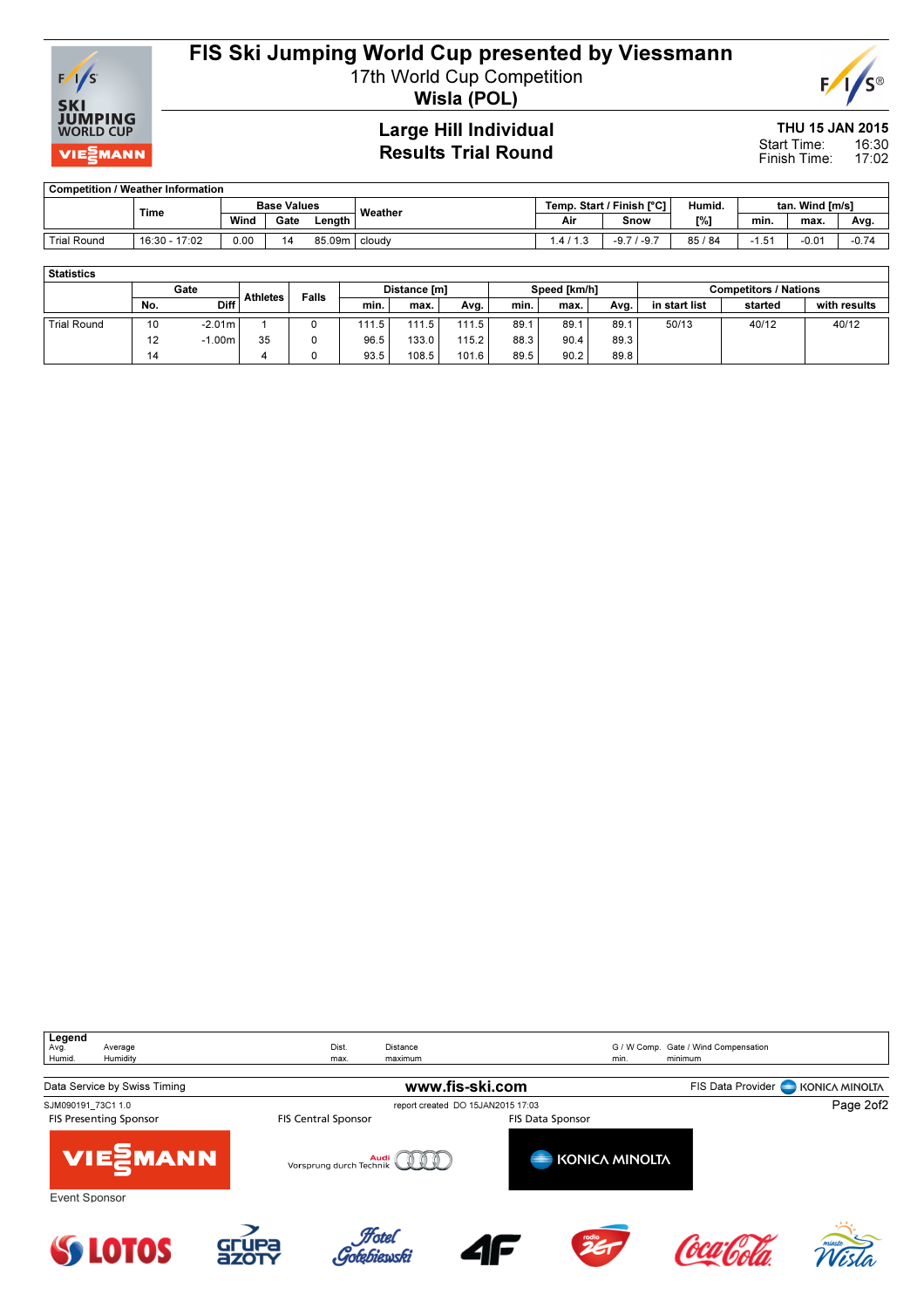# FIS Ski Jumping World Cup presented by Viessmann

17th World Cup Competition

**Wisla (POL)**

## Large Hill Individual
## Results Trial Round

THU 15 JAN 2015

Start Time: 16:30

Finish Time: 17:02

**Competition / Weather Information**

| | Time | Base Values | | | Weather | Temp. Start / Finish [°C] | | Humid. | tan. Wind [m/s] | | |
|---|---|---|---|---|---|---|---|---|---|---|---|
| | | Wind | Gate | Length | | Air | Snow | [%] | min. | max. | Avg. |
| Trial Round | 16:30 - 17:02 | 0.00 | 14 | 85.09m | cloudy | 1.4 / 1.3 | -9.7 / -9.7 | 85 / 84 | -1.51 | -0.01 | -0.74 |

**Statistics**

| | Gate | | Athletes | Falls | Distance [m] | | | Speed [km/h] | | | Competitors / Nations | | |
|---|---|---|---|---|---|---|---|---|---|---|---|---|---|
| | No. | Diff | | | min. | max. | Avg. | min. | max. | Avg. | in start list | started | with results |
| Trial Round | 10 | -2.01m | 1 | 0 | 111.5 | 111.5 | 111.5 | 89.1 | 89.1 | 89.1 | 50/13 | 40/12 | 40/12 |
| | 12 | -1.00m | 35 | 0 | 96.5 | 133.0 | 115.2 | 88.3 | 90.4 | 89.3 | | | |
| | 14 | | 4 | 0 | 93.5 | 108.5 | 101.6 | 89.5 | 90.2 | 89.8 | | | |

**Legend**

| | | | | | |
|---|---|---|---|---|---|
| Avg. | Average | Dist. | Distance | G / W Comp. | Gate / Wind Compensation |
| Humid. | Humidity | max. | maximum | min. | minimum |

Data Service by Swiss Timing — www.fis-ski.com — FIS Data Provider KONICA MINOLTA

SJM090191_73C1 1.0 — report created DO 15JAN2015 17:03

FIS Presenting Sponsor — FIS Central Sponsor — FIS Data Sponsor

Event Sponsor